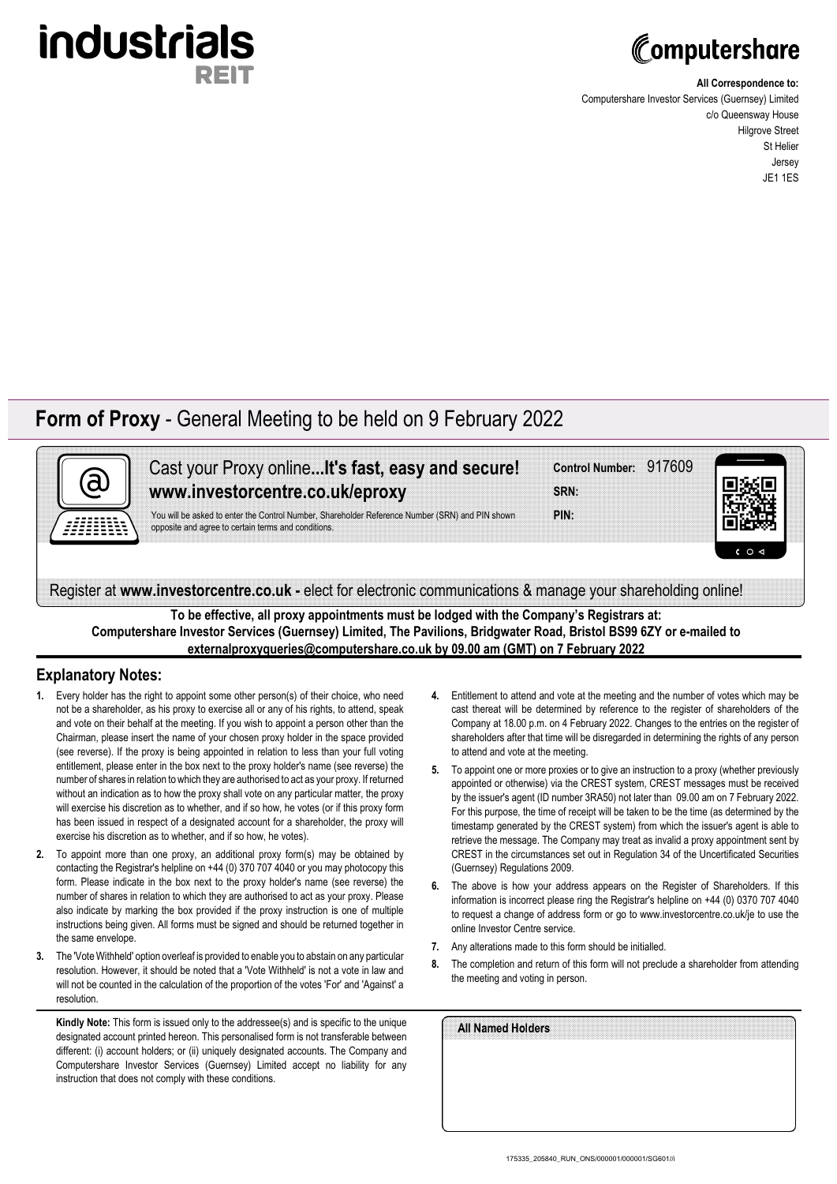**industrials REIT**

**Computershare**

**All Correspondence to:**
Computershare Investor Services (Guernsey) Limited
c/o Queensway House
Hilgrove Street
St Helier
Jersey
JE1 1ES

# **Form of Proxy** - General Meeting to be held on 9 February 2022

Cast your Proxy online**...It's fast, easy and secure!**
**www.investorcentre.co.uk/eproxy**

You will be asked to enter the Control Number, Shareholder Reference Number (SRN) and PIN shown opposite and agree to certain terms and conditions.

**Control Number:** 917609
**SRN:**
**PIN:**

Register at **www.investorcentre.co.uk -** elect for electronic communications & manage your shareholding online!

**To be effective, all proxy appointments must be lodged with the Company's Registrars at: Computershare Investor Services (Guernsey) Limited, The Pavilions, Bridgwater Road, Bristol BS99 6ZY or e-mailed to externalproxyqueries@computershare.co.uk by 09.00 am (GMT) on 7 February 2022**

## Explanatory Notes:

1. Every holder has the right to appoint some other person(s) of their choice, who need not be a shareholder, as his proxy to exercise all or any of his rights, to attend, speak and vote on their behalf at the meeting. If you wish to appoint a person other than the Chairman, please insert the name of your chosen proxy holder in the space provided (see reverse). If the proxy is being appointed in relation to less than your full voting entitlement, please enter in the box next to the proxy holder's name (see reverse) the number of shares in relation to which they are authorised to act as your proxy. If returned without an indication as to how the proxy shall vote on any particular matter, the proxy will exercise his discretion as to whether, and if so how, he votes (or if this proxy form has been issued in respect of a designated account for a shareholder, the proxy will exercise his discretion as to whether, and if so how, he votes).
2. To appoint more than one proxy, an additional proxy form(s) may be obtained by contacting the Registrar's helpline on +44 (0) 370 707 4040 or you may photocopy this form. Please indicate in the box next to the proxy holder's name (see reverse) the number of shares in relation to which they are authorised to act as your proxy. Please also indicate by marking the box provided if the proxy instruction is one of multiple instructions being given. All forms must be signed and should be returned together in the same envelope.
3. The 'Vote Withheld' option overleaf is provided to enable you to abstain on any particular resolution. However, it should be noted that a 'Vote Withheld' is not a vote in law and will not be counted in the calculation of the proportion of the votes 'For' and 'Against' a resolution.
4. Entitlement to attend and vote at the meeting and the number of votes which may be cast thereat will be determined by reference to the register of shareholders of the Company at 18.00 p.m. on 4 February 2022. Changes to the entries on the register of shareholders after that time will be disregarded in determining the rights of any person to attend and vote at the meeting.
5. To appoint one or more proxies or to give an instruction to a proxy (whether previously appointed or otherwise) via the CREST system, CREST messages must be received by the issuer's agent (ID number 3RA50) not later than 09.00 am on 7 February 2022. For this purpose, the time of receipt will be taken to be the time (as determined by the timestamp generated by the CREST system) from which the issuer's agent is able to retrieve the message. The Company may treat as invalid a proxy appointment sent by CREST in the circumstances set out in Regulation 34 of the Uncertificated Securities (Guernsey) Regulations 2009.
6. The above is how your address appears on the Register of Shareholders. If this information is incorrect please ring the Registrar's helpline on +44 (0) 0370 707 4040 to request a change of address form or go to www.investorcentre.co.uk/je to use the online Investor Centre service.
7. Any alterations made to this form should be initialled.
8. The completion and return of this form will not preclude a shareholder from attending the meeting and voting in person.

**Kindly Note:** This form is issued only to the addressee(s) and is specific to the unique designated account printed hereon. This personalised form is not transferable between different: (i) account holders; or (ii) uniquely designated accounts. The Company and Computershare Investor Services (Guernsey) Limited accept no liability for any instruction that does not comply with these conditions.

**All Named Holders**

175335_205840_RUN_ONS/000001/000001/SG601//i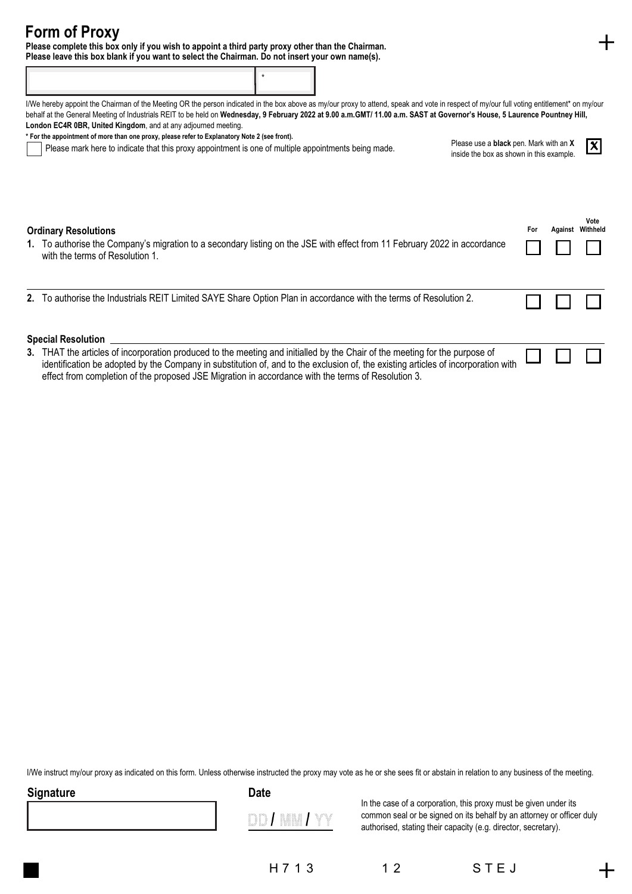# Form of Proxy

**Please complete this box only if you wish to appoint a third party proxy other than the Chairman.**
**Please leave this box blank if you want to select the Chairman. Do not insert your own name(s).**

| | * |
|---|---|
| | |

I/We hereby appoint the Chairman of the Meeting OR the person indicated in the box above as my/our proxy to attend, speak and vote in respect of my/our full voting entitlement* on my/our behalf at the General Meeting of Industrials REIT to be held on **Wednesday, 9 February 2022 at 9.00 a.m.GMT/ 11.00 a.m. SAST at Governor's House, 5 Laurence Pountney Hill, London EC4R 0BR, United Kingdom**, and at any adjourned meeting.

**\* For the appointment of more than one proxy, please refer to Explanatory Note 2 (see front).**

☐ Please mark here to indicate that this proxy appointment is one of multiple appointments being made.

Please use a **black** pen. Mark with an **X** inside the box as shown in this example. ☒

| **Ordinary Resolutions** | For | Against | Vote Withheld |
|---|---|---|---|
| **1.** To authorise the Company's migration to a secondary listing on the JSE with effect from 11 February 2022 in accordance with the terms of Resolution 1. | ☐ | ☐ | ☐ |
| **2.** To authorise the Industrials REIT Limited SAYE Share Option Plan in accordance with the terms of Resolution 2. | ☐ | ☐ | ☐ |
| **Special Resolution** | | | |
| **3.** THAT the articles of incorporation produced to the meeting and initialled by the Chair of the meeting for the purpose of identification be adopted by the Company in substitution of, and to the exclusion of, the existing articles of incorporation with effect from completion of the proposed JSE Migration in accordance with the terms of Resolution 3. | ☐ | ☐ | ☐ |

I/We instruct my/our proxy as indicated on this form. Unless otherwise instructed the proxy may vote as he or she sees fit or abstain in relation to any business of the meeting.

**Signature**

**Date**

DD / MM / YY

In the case of a corporation, this proxy must be given under its common seal or be signed on its behalf by an attorney or officer duly authorised, stating their capacity (e.g. director, secretary).

H 7 1 3 1 2 S T E J